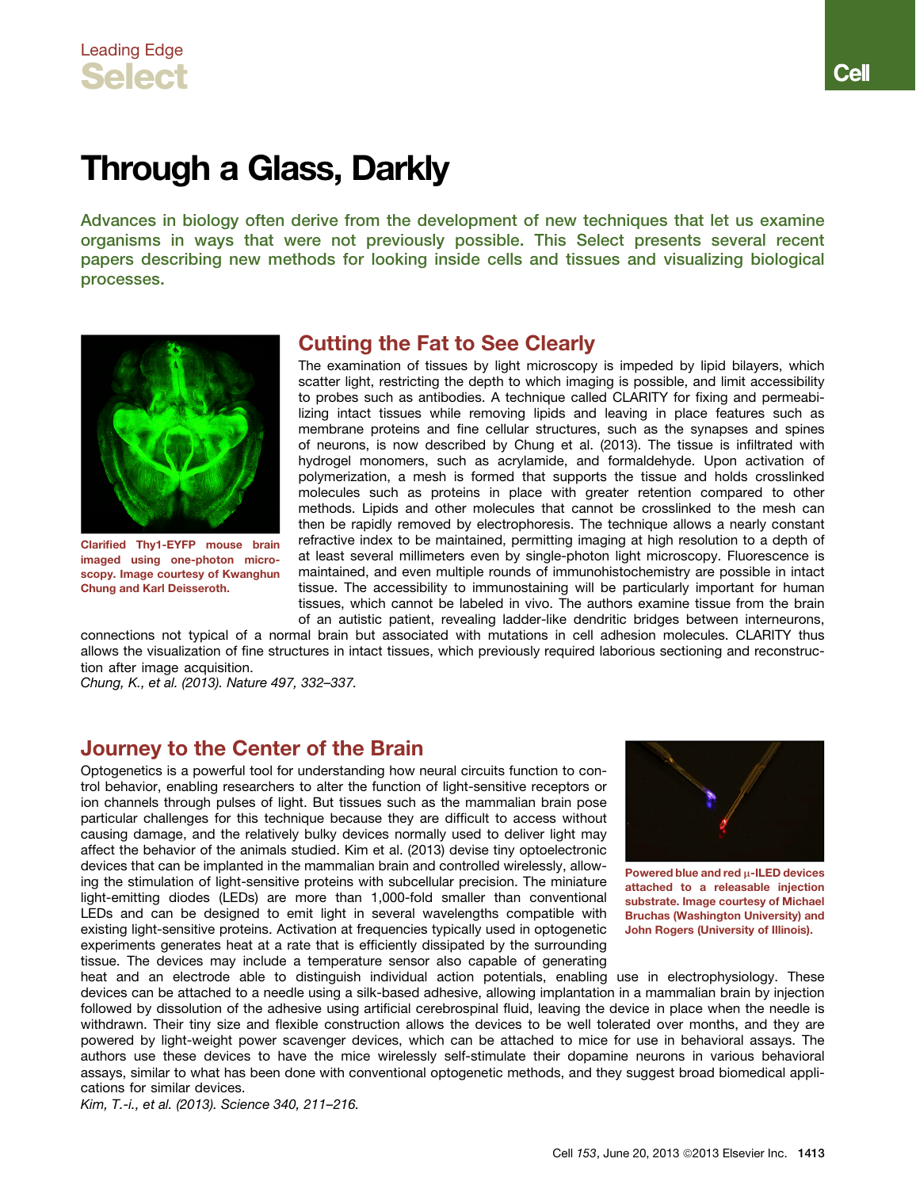Leading Edge

**Select**

# Through a Glass, Darkly

**Advances in biology often derive from the development of new techniques that let us examine organisms in ways that were not previously possible. This Select presents several recent papers describing new methods for looking inside cells and tissues and visualizing biological processes.**

## Cutting the Fat to See Clearly

**Clarified Thy1-EYFP mouse brain imaged using one-photon microscopy. Image courtesy of Kwanghun Chung and Karl Deisseroth.**

The examination of tissues by light microscopy is impeded by lipid bilayers, which scatter light, restricting the depth to which imaging is possible, and limit accessibility to probes such as antibodies. A technique called CLARITY for fixing and permeabilizing intact tissues while removing lipids and leaving in place features such as membrane proteins and fine cellular structures, such as the synapses and spines of neurons, is now described by Chung et al. (2013). The tissue is infiltrated with hydrogel monomers, such as acrylamide, and formaldehyde. Upon activation of polymerization, a mesh is formed that supports the tissue and holds crosslinked molecules such as proteins in place with greater retention compared to other methods. Lipids and other molecules that cannot be crosslinked to the mesh can then be rapidly removed by electrophoresis. The technique allows a nearly constant refractive index to be maintained, permitting imaging at high resolution to a depth of at least several millimeters even by single-photon light microscopy. Fluorescence is maintained, and even multiple rounds of immunohistochemistry are possible in intact tissue. The accessibility to immunostaining will be particularly important for human tissues, which cannot be labeled in vivo. The authors examine tissue from the brain of an autistic patient, revealing ladder-like dendritic bridges between interneurons, connections not typical of a normal brain but associated with mutations in cell adhesion molecules. CLARITY thus allows the visualization of fine structures in intact tissues, which previously required laborious sectioning and reconstruction after image acquisition.

*Chung, K., et al. (2013). Nature 497, 332–337.*

## Journey to the Center of the Brain

**Powered blue and red μ-ILED devices attached to a releasable injection substrate. Image courtesy of Michael Bruchas (Washington University) and John Rogers (University of Illinois).**

Optogenetics is a powerful tool for understanding how neural circuits function to control behavior, enabling researchers to alter the function of light-sensitive receptors or ion channels through pulses of light. But tissues such as the mammalian brain pose particular challenges for this technique because they are difficult to access without causing damage, and the relatively bulky devices normally used to deliver light may affect the behavior of the animals studied. Kim et al. (2013) devise tiny optoelectronic devices that can be implanted in the mammalian brain and controlled wirelessly, allowing the stimulation of light-sensitive proteins with subcellular precision. The miniature light-emitting diodes (LEDs) are more than 1,000-fold smaller than conventional LEDs and can be designed to emit light in several wavelengths compatible with existing light-sensitive proteins. Activation at frequencies typically used in optogenetic experiments generates heat at a rate that is efficiently dissipated by the surrounding tissue. The devices may include a temperature sensor also capable of generating heat and an electrode able to distinguish individual action potentials, enabling use in electrophysiology. These devices can be attached to a needle using a silk-based adhesive, allowing implantation in a mammalian brain by injection followed by dissolution of the adhesive using artificial cerebrospinal fluid, leaving the device in place when the needle is withdrawn. Their tiny size and flexible construction allows the devices to be well tolerated over months, and they are powered by light-weight power scavenger devices, which can be attached to mice for use in behavioral assays. The authors use these devices to have the mice wirelessly self-stimulate their dopamine neurons in various behavioral assays, similar to what has been done with conventional optogenetic methods, and they suggest broad biomedical applications for similar devices.

*Kim, T.-i., et al. (2013). Science 340, 211–216.*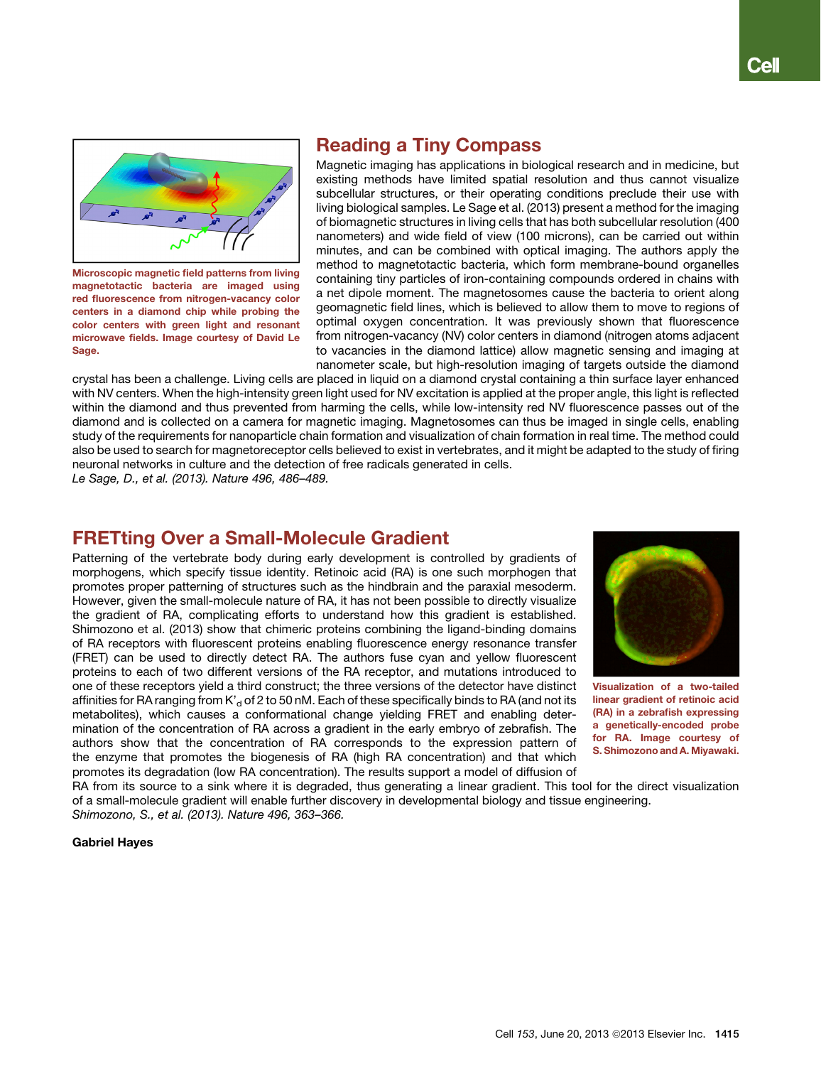Microscopic magnetic field patterns from living magnetotactic bacteria are imaged using red fluorescence from nitrogen-vacancy color centers in a diamond chip while probing the color centers with green light and resonant microwave fields. Image courtesy of David Le Sage.

## Reading a Tiny Compass

Magnetic imaging has applications in biological research and in medicine, but existing methods have limited spatial resolution and thus cannot visualize subcellular structures, or their operating conditions preclude their use with living biological samples. Le Sage et al. (2013) present a method for the imaging of biomagnetic structures in living cells that has both subcellular resolution (400 nanometers) and wide field of view (100 microns), can be carried out within minutes, and can be combined with optical imaging. The authors apply the method to magnetotactic bacteria, which form membrane-bound organelles containing tiny particles of iron-containing compounds ordered in chains with a net dipole moment. The magnetosomes cause the bacteria to orient along geomagnetic field lines, which is believed to allow them to move to regions of optimal oxygen concentration. It was previously shown that fluorescence from nitrogen-vacancy (NV) color centers in diamond (nitrogen atoms adjacent to vacancies in the diamond lattice) allow magnetic sensing and imaging at nanometer scale, but high-resolution imaging of targets outside the diamond crystal has been a challenge. Living cells are placed in liquid on a diamond crystal containing a thin surface layer enhanced with NV centers. When the high-intensity green light used for NV excitation is applied at the proper angle, this light is reflected within the diamond and thus prevented from harming the cells, while low-intensity red NV fluorescence passes out of the diamond and is collected on a camera for magnetic imaging. Magnetosomes can thus be imaged in single cells, enabling study of the requirements for nanoparticle chain formation and visualization of chain formation in real time. The method could also be used to search for magnetoreceptor cells believed to exist in vertebrates, and it might be adapted to the study of firing neuronal networks in culture and the detection of free radicals generated in cells.

*Le Sage, D., et al. (2013). Nature 496, 486–489.*

## FRETting Over a Small-Molecule Gradient

Patterning of the vertebrate body during early development is controlled by gradients of morphogens, which specify tissue identity. Retinoic acid (RA) is one such morphogen that promotes proper patterning of structures such as the hindbrain and the paraxial mesoderm. However, given the small-molecule nature of RA, it has not been possible to directly visualize the gradient of RA, complicating efforts to understand how this gradient is established. Shimozono et al. (2013) show that chimeric proteins combining the ligand-binding domains of RA receptors with fluorescent proteins enabling fluorescence energy resonance transfer (FRET) can be used to directly detect RA. The authors fuse cyan and yellow fluorescent proteins to each of two different versions of the RA receptor, and mutations introduced to one of these receptors yield a third construct; the three versions of the detector have distinct affinities for RA ranging from $K'_d$ of 2 to 50 nM. Each of these specifically binds to RA (and not its metabolites), which causes a conformational change yielding FRET and enabling determination of the concentration of RA across a gradient in the early embryo of zebrafish. The authors show that the concentration of RA corresponds to the expression pattern of the enzyme that promotes the biogenesis of RA (high RA concentration) and that which promotes its degradation (low RA concentration). The results support a model of diffusion of RA from its source to a sink where it is degraded, thus generating a linear gradient. This tool for the direct visualization of a small-molecule gradient will enable further discovery in developmental biology and tissue engineering.

*Shimozono, S., et al. (2013). Nature 496, 363–366.*

Visualization of a two-tailed linear gradient of retinoic acid (RA) in a zebrafish expressing a genetically-encoded probe for RA. Image courtesy of S. Shimozono and A. Miyawaki.

**Gabriel Hayes**